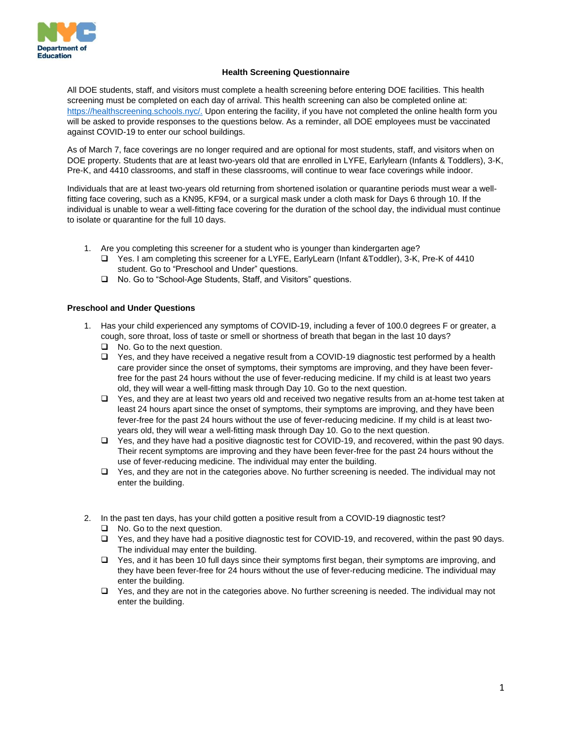NYC Department of Education

# Health Screening Questionnaire

All DOE students, staff, and visitors must complete a health screening before entering DOE facilities. This health screening must be completed on each day of arrival. This health screening can also be completed online at: https://healthscreening.schools.nyc/. Upon entering the facility, if you have not completed the online health form you will be asked to provide responses to the questions below. As a reminder, all DOE employees must be vaccinated against COVID-19 to enter our school buildings.

As of March 7, face coverings are no longer required and are optional for most students, staff, and visitors when on DOE property. Students that are at least two-years old that are enrolled in LYFE, Earlylearn (Infants & Toddlers), 3-K, Pre-K, and 4410 classrooms, and staff in these classrooms, will continue to wear face coverings while indoor.

Individuals that are at least two-years old returning from shortened isolation or quarantine periods must wear a well-fitting face covering, such as a KN95, KF94, or a surgical mask under a cloth mask for Days 6 through 10. If the individual is unable to wear a well-fitting face covering for the duration of the school day, the individual must continue to isolate or quarantine for the full 10 days.

1. Are you completing this screener for a student who is younger than kindergarten age?
   - ❑ Yes. I am completing this screener for a LYFE, EarlyLearn (Infant &Toddler), 3-K, Pre-K of 4410 student. Go to "Preschool and Under" questions.
   - ❑ No. Go to "School-Age Students, Staff, and Visitors" questions.

### Preschool and Under Questions

1. Has your child experienced any symptoms of COVID-19, including a fever of 100.0 degrees F or greater, a cough, sore throat, loss of taste or smell or shortness of breath that began in the last 10 days?
   - ❑ No. Go to the next question.
   - ❑ Yes, and they have received a negative result from a COVID-19 diagnostic test performed by a health care provider since the onset of symptoms, their symptoms are improving, and they have been fever-free for the past 24 hours without the use of fever-reducing medicine. If my child is at least two years old, they will wear a well-fitting mask through Day 10. Go to the next question.
   - ❑ Yes, and they are at least two years old and received two negative results from an at-home test taken at least 24 hours apart since the onset of symptoms, their symptoms are improving, and they have been fever-free for the past 24 hours without the use of fever-reducing medicine. If my child is at least two-years old, they will wear a well-fitting mask through Day 10. Go to the next question.
   - ❑ Yes, and they have had a positive diagnostic test for COVID-19, and recovered, within the past 90 days. Their recent symptoms are improving and they have been fever-free for the past 24 hours without the use of fever-reducing medicine. The individual may enter the building.
   - ❑ Yes, and they are not in the categories above. No further screening is needed. The individual may not enter the building.

2. In the past ten days, has your child gotten a positive result from a COVID-19 diagnostic test?
   - ❑ No. Go to the next question.
   - ❑ Yes, and they have had a positive diagnostic test for COVID-19, and recovered, within the past 90 days. The individual may enter the building.
   - ❑ Yes, and it has been 10 full days since their symptoms first began, their symptoms are improving, and they have been fever-free for 24 hours without the use of fever-reducing medicine. The individual may enter the building.
   - ❑ Yes, and they are not in the categories above. No further screening is needed. The individual may not enter the building.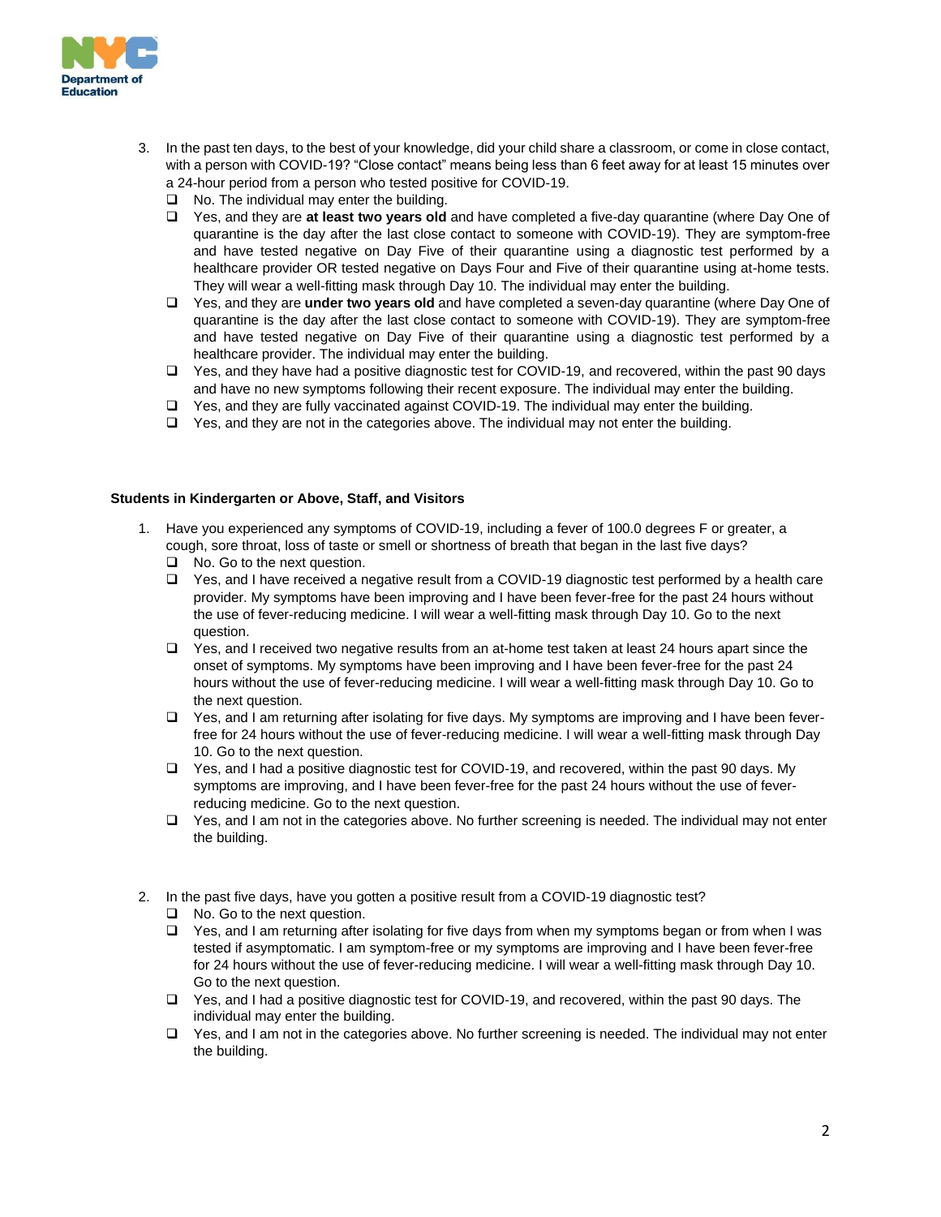3. In the past ten days, to the best of your knowledge, did your child share a classroom, or come in close contact, with a person with COVID-19? "Close contact" means being less than 6 feet away for at least 15 minutes over a 24-hour period from a person who tested positive for COVID-19.
   - ❑ No. The individual may enter the building.
   - ❑ Yes, and they are **at least two years old** and have completed a five-day quarantine (where Day One of quarantine is the day after the last close contact to someone with COVID-19). They are symptom-free and have tested negative on Day Five of their quarantine using a diagnostic test performed by a healthcare provider OR tested negative on Days Four and Five of their quarantine using at-home tests. They will wear a well-fitting mask through Day 10. The individual may enter the building.
   - ❑ Yes, and they are **under two years old** and have completed a seven-day quarantine (where Day One of quarantine is the day after the last close contact to someone with COVID-19). They are symptom-free and have tested negative on Day Five of their quarantine using a diagnostic test performed by a healthcare provider. The individual may enter the building.
   - ❑ Yes, and they have had a positive diagnostic test for COVID-19, and recovered, within the past 90 days and have no new symptoms following their recent exposure. The individual may enter the building.
   - ❑ Yes, and they are fully vaccinated against COVID-19. The individual may enter the building.
   - ❑ Yes, and they are not in the categories above. The individual may not enter the building.

**Students in Kindergarten or Above, Staff, and Visitors**

1. Have you experienced any symptoms of COVID-19, including a fever of 100.0 degrees F or greater, a cough, sore throat, loss of taste or smell or shortness of breath that began in the last five days?
   - ❑ No. Go to the next question.
   - ❑ Yes, and I have received a negative result from a COVID-19 diagnostic test performed by a health care provider. My symptoms have been improving and I have been fever-free for the past 24 hours without the use of fever-reducing medicine. I will wear a well-fitting mask through Day 10. Go to the next question.
   - ❑ Yes, and I received two negative results from an at-home test taken at least 24 hours apart since the onset of symptoms. My symptoms have been improving and I have been fever-free for the past 24 hours without the use of fever-reducing medicine. I will wear a well-fitting mask through Day 10. Go to the next question.
   - ❑ Yes, and I am returning after isolating for five days. My symptoms are improving and I have been fever-free for 24 hours without the use of fever-reducing medicine. I will wear a well-fitting mask through Day 10. Go to the next question.
   - ❑ Yes, and I had a positive diagnostic test for COVID-19, and recovered, within the past 90 days. My symptoms are improving, and I have been fever-free for the past 24 hours without the use of fever-reducing medicine. Go to the next question.
   - ❑ Yes, and I am not in the categories above. No further screening is needed. The individual may not enter the building.

2. In the past five days, have you gotten a positive result from a COVID-19 diagnostic test?
   - ❑ No. Go to the next question.
   - ❑ Yes, and I am returning after isolating for five days from when my symptoms began or from when I was tested if asymptomatic. I am symptom-free or my symptoms are improving and I have been fever-free for 24 hours without the use of fever-reducing medicine. I will wear a well-fitting mask through Day 10. Go to the next question.
   - ❑ Yes, and I had a positive diagnostic test for COVID-19, and recovered, within the past 90 days. The individual may enter the building.
   - ❑ Yes, and I am not in the categories above. No further screening is needed. The individual may not enter the building.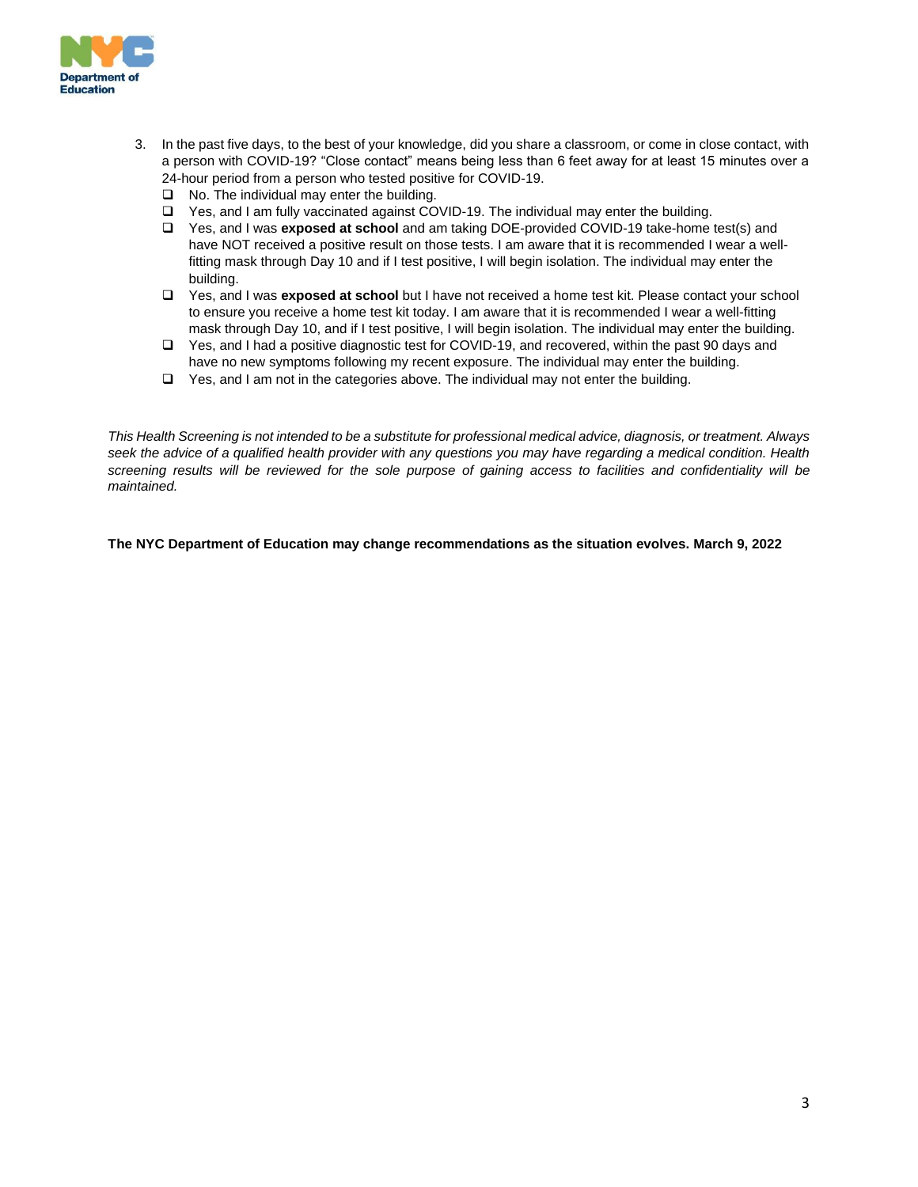3. In the past five days, to the best of your knowledge, did you share a classroom, or come in close contact, with a person with COVID-19? "Close contact" means being less than 6 feet away for at least 15 minutes over a 24-hour period from a person who tested positive for COVID-19.
   - ❑ No. The individual may enter the building.
   - ❑ Yes, and I am fully vaccinated against COVID-19. The individual may enter the building.
   - ❑ Yes, and I was **exposed at school** and am taking DOE-provided COVID-19 take-home test(s) and have NOT received a positive result on those tests. I am aware that it is recommended I wear a well-fitting mask through Day 10 and if I test positive, I will begin isolation. The individual may enter the building.
   - ❑ Yes, and I was **exposed at school** but I have not received a home test kit. Please contact your school to ensure you receive a home test kit today. I am aware that it is recommended I wear a well-fitting mask through Day 10, and if I test positive, I will begin isolation. The individual may enter the building.
   - ❑ Yes, and I had a positive diagnostic test for COVID-19, and recovered, within the past 90 days and have no new symptoms following my recent exposure. The individual may enter the building.
   - ❑ Yes, and I am not in the categories above. The individual may not enter the building.

*This Health Screening is not intended to be a substitute for professional medical advice, diagnosis, or treatment. Always seek the advice of a qualified health provider with any questions you may have regarding a medical condition. Health screening results will be reviewed for the sole purpose of gaining access to facilities and confidentiality will be maintained.*

**The NYC Department of Education may change recommendations as the situation evolves. March 9, 2022**